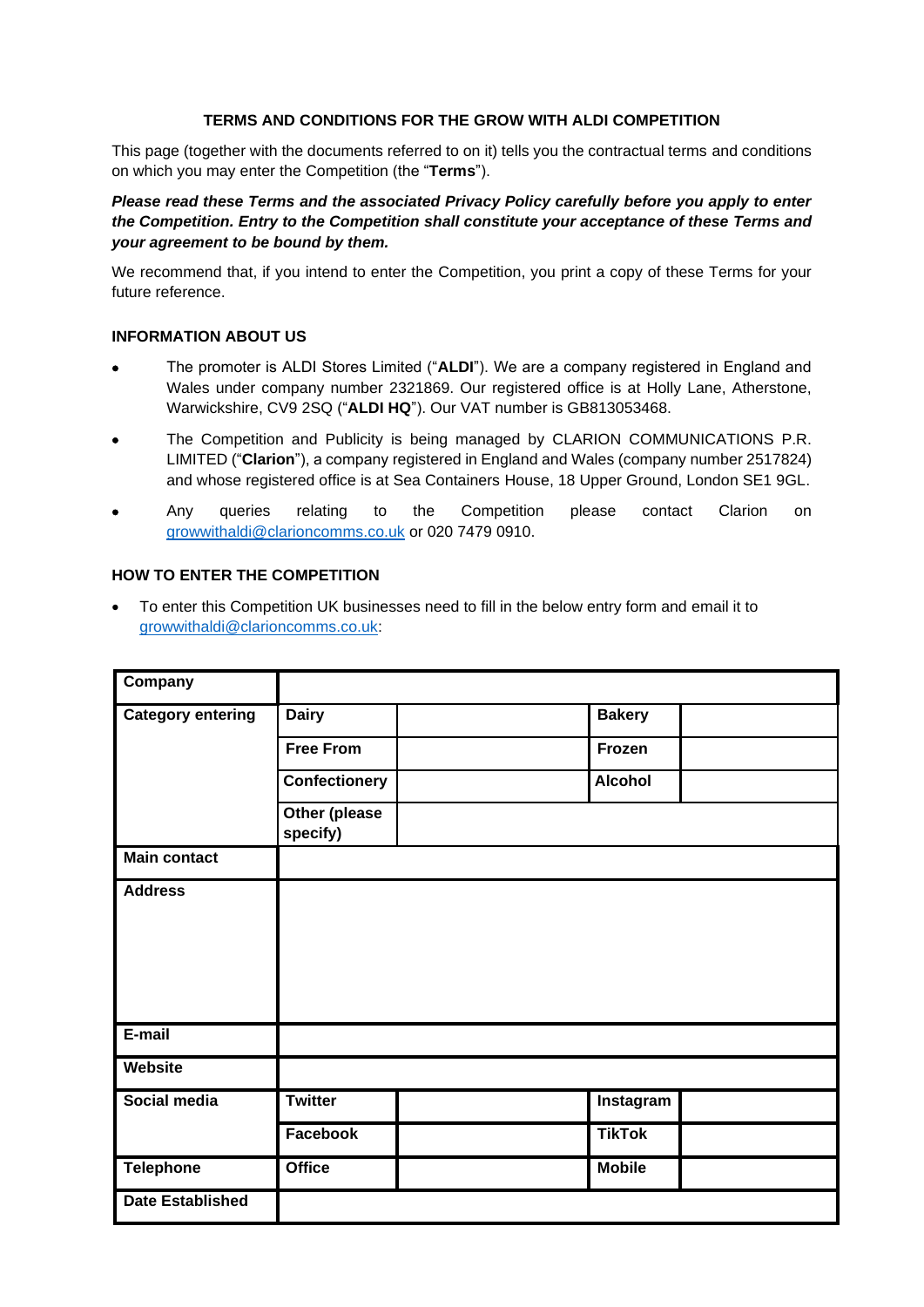# TERMS AND CONDITIONS FOR THE GROW WITH ALDI COMPETITION

This page (together with the documents referred to on it) tells you the contractual terms and conditions on which you may enter the Competition (the "**Terms**").

***Please read these Terms and the associated Privacy Policy carefully before you apply to enter the Competition. Entry to the Competition shall constitute your acceptance of these Terms and your agreement to be bound by them.***

We recommend that, if you intend to enter the Competition, you print a copy of these Terms for your future reference.

## INFORMATION ABOUT US

- The promoter is ALDI Stores Limited ("**ALDI**"). We are a company registered in England and Wales under company number 2321869. Our registered office is at Holly Lane, Atherstone, Warwickshire, CV9 2SQ ("**ALDI HQ**"). Our VAT number is GB813053468.
- The Competition and Publicity is being managed by CLARION COMMUNICATIONS P.R. LIMITED ("**Clarion**"), a company registered in England and Wales (company number 2517824) and whose registered office is at Sea Containers House, 18 Upper Ground, London SE1 9GL.
- Any queries relating to the Competition please contact Clarion on growwithaldi@clarioncomms.co.uk or 020 7479 0910.

## HOW TO ENTER THE COMPETITION

- To enter this Competition UK businesses need to fill in the below entry form and email it to growwithaldi@clarioncomms.co.uk:

| **Company** | | | | |
|---|---|---|---|---|
| **Category entering** | **Dairy** | | **Bakery** | |
| | **Free From** | | **Frozen** | |
| | **Confectionery** | | **Alcohol** | |
| | **Other (please specify)** | | | |
| **Main contact** | | | | |
| **Address** | | | | |
| **E-mail** | | | | |
| **Website** | | | | |
| **Social media** | **Twitter** | | **Instagram** | |
| | **Facebook** | | **TikTok** | |
| **Telephone** | **Office** | | **Mobile** | |
| **Date Established** | | | | |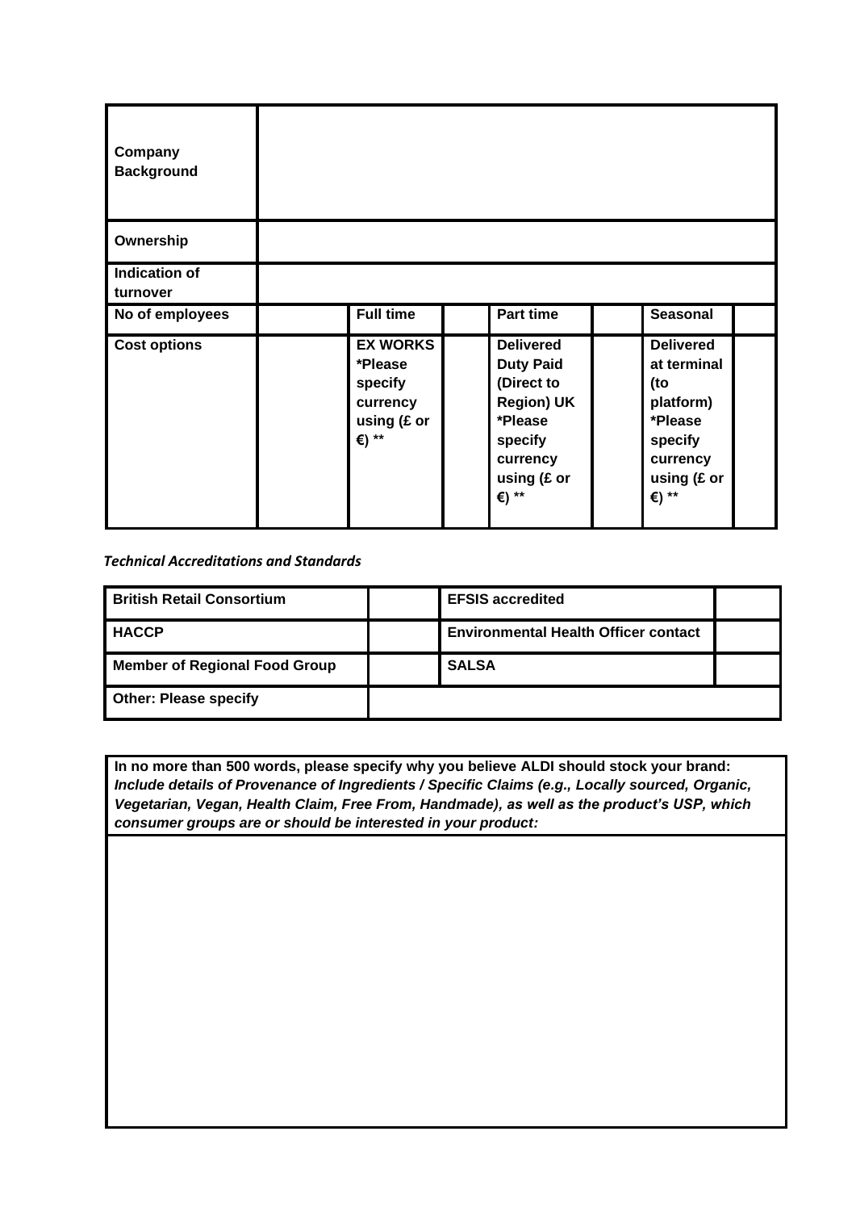| Company Background | | | | | | | |
|---|---|---|---|---|---|---|---|
| Ownership | | | | | | | |
| Indication of turnover | | | | | | | |
| No of employees | | Full time | | Part time | | Seasonal | |
| Cost options | | EX WORKS *Please specify currency using (£ or €) ** | | Delivered Duty Paid (Direct to Region) UK *Please specify currency using (£ or €) ** | | Delivered at terminal (to platform) *Please specify currency using (£ or €) ** | |

*Technical Accreditations and Standards*

| British Retail Consortium | | EFSIS accredited | |
|---|---|---|---|
| HACCP | | Environmental Health Officer contact | |
| Member of Regional Food Group | | SALSA | |
| Other: Please specify | | | |

| In no more than 500 words, please specify why you believe ALDI should stock your brand: *Include details of Provenance of Ingredients / Specific Claims (e.g., Locally sourced, Organic, Vegetarian, Vegan, Health Claim, Free From, Handmade), as well as the product's USP, which consumer groups are or should be interested in your product:* |
|---|
| |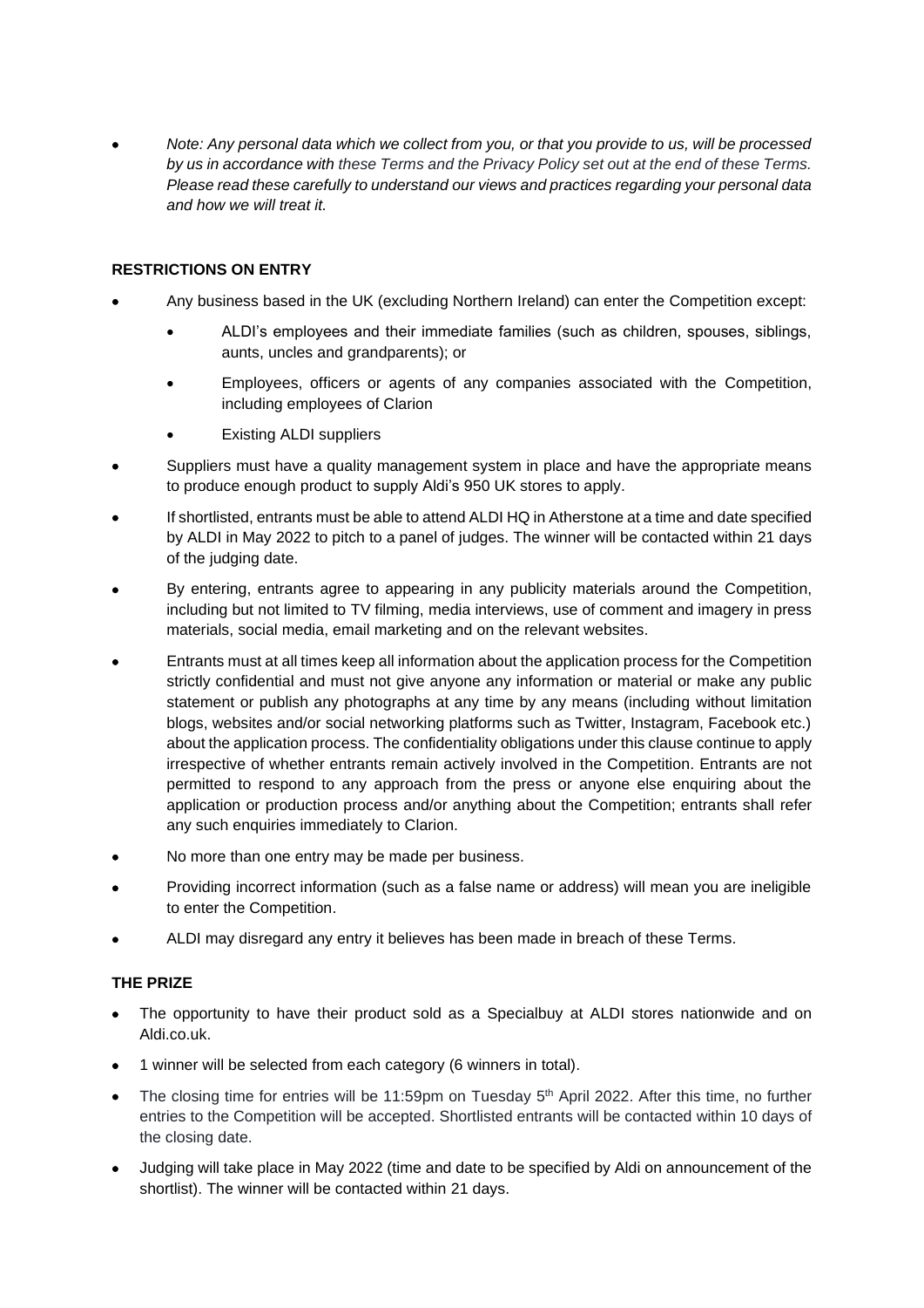- *Note: Any personal data which we collect from you, or that you provide to us, will be processed by us in accordance with these Terms and the Privacy Policy set out at the end of these Terms. Please read these carefully to understand our views and practices regarding your personal data and how we will treat it.*

**RESTRICTIONS ON ENTRY**

- Any business based in the UK (excluding Northern Ireland) can enter the Competition except:
  - ALDI's employees and their immediate families (such as children, spouses, siblings, aunts, uncles and grandparents); or
  - Employees, officers or agents of any companies associated with the Competition, including employees of Clarion
  - Existing ALDI suppliers
- Suppliers must have a quality management system in place and have the appropriate means to produce enough product to supply Aldi's 950 UK stores to apply.
- If shortlisted, entrants must be able to attend ALDI HQ in Atherstone at a time and date specified by ALDI in May 2022 to pitch to a panel of judges. The winner will be contacted within 21 days of the judging date.
- By entering, entrants agree to appearing in any publicity materials around the Competition, including but not limited to TV filming, media interviews, use of comment and imagery in press materials, social media, email marketing and on the relevant websites.
- Entrants must at all times keep all information about the application process for the Competition strictly confidential and must not give anyone any information or material or make any public statement or publish any photographs at any time by any means (including without limitation blogs, websites and/or social networking platforms such as Twitter, Instagram, Facebook etc.) about the application process. The confidentiality obligations under this clause continue to apply irrespective of whether entrants remain actively involved in the Competition. Entrants are not permitted to respond to any approach from the press or anyone else enquiring about the application or production process and/or anything about the Competition; entrants shall refer any such enquiries immediately to Clarion.
- No more than one entry may be made per business.
- Providing incorrect information (such as a false name or address) will mean you are ineligible to enter the Competition.
- ALDI may disregard any entry it believes has been made in breach of these Terms.

**THE PRIZE**

- The opportunity to have their product sold as a Specialbuy at ALDI stores nationwide and on Aldi.co.uk.
- 1 winner will be selected from each category (6 winners in total).
- The closing time for entries will be 11:59pm on Tuesday 5th April 2022. After this time, no further entries to the Competition will be accepted. Shortlisted entrants will be contacted within 10 days of the closing date.
- Judging will take place in May 2022 (time and date to be specified by Aldi on announcement of the shortlist). The winner will be contacted within 21 days.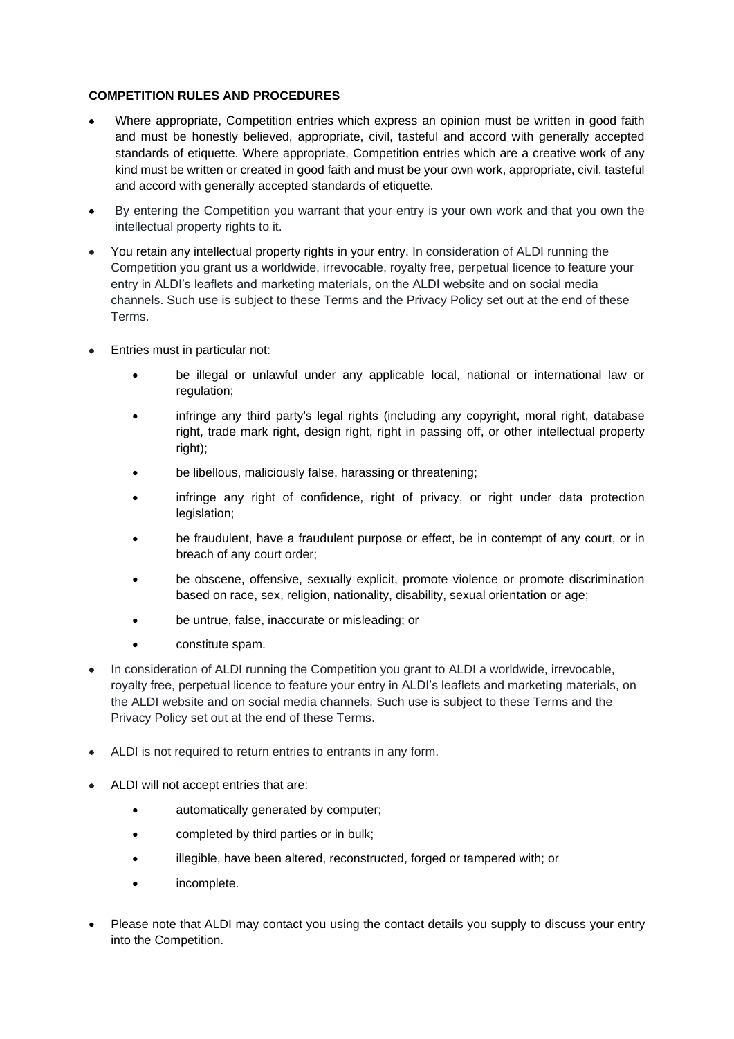**COMPETITION RULES AND PROCEDURES**

- Where appropriate, Competition entries which express an opinion must be written in good faith and must be honestly believed, appropriate, civil, tasteful and accord with generally accepted standards of etiquette. Where appropriate, Competition entries which are a creative work of any kind must be written or created in good faith and must be your own work, appropriate, civil, tasteful and accord with generally accepted standards of etiquette.
- By entering the Competition you warrant that your entry is your own work and that you own the intellectual property rights to it.
- You retain any intellectual property rights in your entry. In consideration of ALDI running the Competition you grant us a worldwide, irrevocable, royalty free, perpetual licence to feature your entry in ALDI's leaflets and marketing materials, on the ALDI website and on social media channels. Such use is subject to these Terms and the Privacy Policy set out at the end of these Terms.
- Entries must in particular not:
    - be illegal or unlawful under any applicable local, national or international law or regulation;
    - infringe any third party's legal rights (including any copyright, moral right, database right, trade mark right, design right, right in passing off, or other intellectual property right);
    - be libellous, maliciously false, harassing or threatening;
    - infringe any right of confidence, right of privacy, or right under data protection legislation;
    - be fraudulent, have a fraudulent purpose or effect, be in contempt of any court, or in breach of any court order;
    - be obscene, offensive, sexually explicit, promote violence or promote discrimination based on race, sex, religion, nationality, disability, sexual orientation or age;
    - be untrue, false, inaccurate or misleading; or
    - constitute spam.
- In consideration of ALDI running the Competition you grant to ALDI a worldwide, irrevocable, royalty free, perpetual licence to feature your entry in ALDI's leaflets and marketing materials, on the ALDI website and on social media channels. Such use is subject to these Terms and the Privacy Policy set out at the end of these Terms.
- ALDI is not required to return entries to entrants in any form.
- ALDI will not accept entries that are:
    - automatically generated by computer;
    - completed by third parties or in bulk;
    - illegible, have been altered, reconstructed, forged or tampered with; or
    - incomplete.
- Please note that ALDI may contact you using the contact details you supply to discuss your entry into the Competition.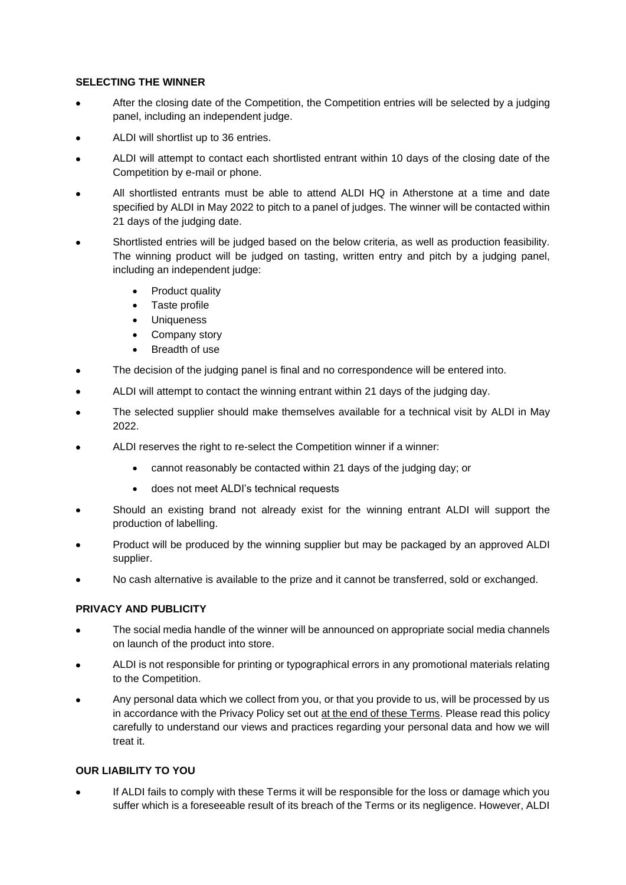**SELECTING THE WINNER**

- After the closing date of the Competition, the Competition entries will be selected by a judging panel, including an independent judge.
- ALDI will shortlist up to 36 entries.
- ALDI will attempt to contact each shortlisted entrant within 10 days of the closing date of the Competition by e-mail or phone.
- All shortlisted entrants must be able to attend ALDI HQ in Atherstone at a time and date specified by ALDI in May 2022 to pitch to a panel of judges. The winner will be contacted within 21 days of the judging date.
- Shortlisted entries will be judged based on the below criteria, as well as production feasibility. The winning product will be judged on tasting, written entry and pitch by a judging panel, including an independent judge:
    - Product quality
    - Taste profile
    - Uniqueness
    - Company story
    - Breadth of use
- The decision of the judging panel is final and no correspondence will be entered into.
- ALDI will attempt to contact the winning entrant within 21 days of the judging day.
- The selected supplier should make themselves available for a technical visit by ALDI in May 2022.
- ALDI reserves the right to re-select the Competition winner if a winner:
    - cannot reasonably be contacted within 21 days of the judging day; or
    - does not meet ALDI's technical requests
- Should an existing brand not already exist for the winning entrant ALDI will support the production of labelling.
- Product will be produced by the winning supplier but may be packaged by an approved ALDI supplier.
- No cash alternative is available to the prize and it cannot be transferred, sold or exchanged.

**PRIVACY AND PUBLICITY**

- The social media handle of the winner will be announced on appropriate social media channels on launch of the product into store.
- ALDI is not responsible for printing or typographical errors in any promotional materials relating to the Competition.
- Any personal data which we collect from you, or that you provide to us, will be processed by us in accordance with the Privacy Policy set out at the end of these Terms. Please read this policy carefully to understand our views and practices regarding your personal data and how we will treat it.

**OUR LIABILITY TO YOU**

- If ALDI fails to comply with these Terms it will be responsible for the loss or damage which you suffer which is a foreseeable result of its breach of the Terms or its negligence. However, ALDI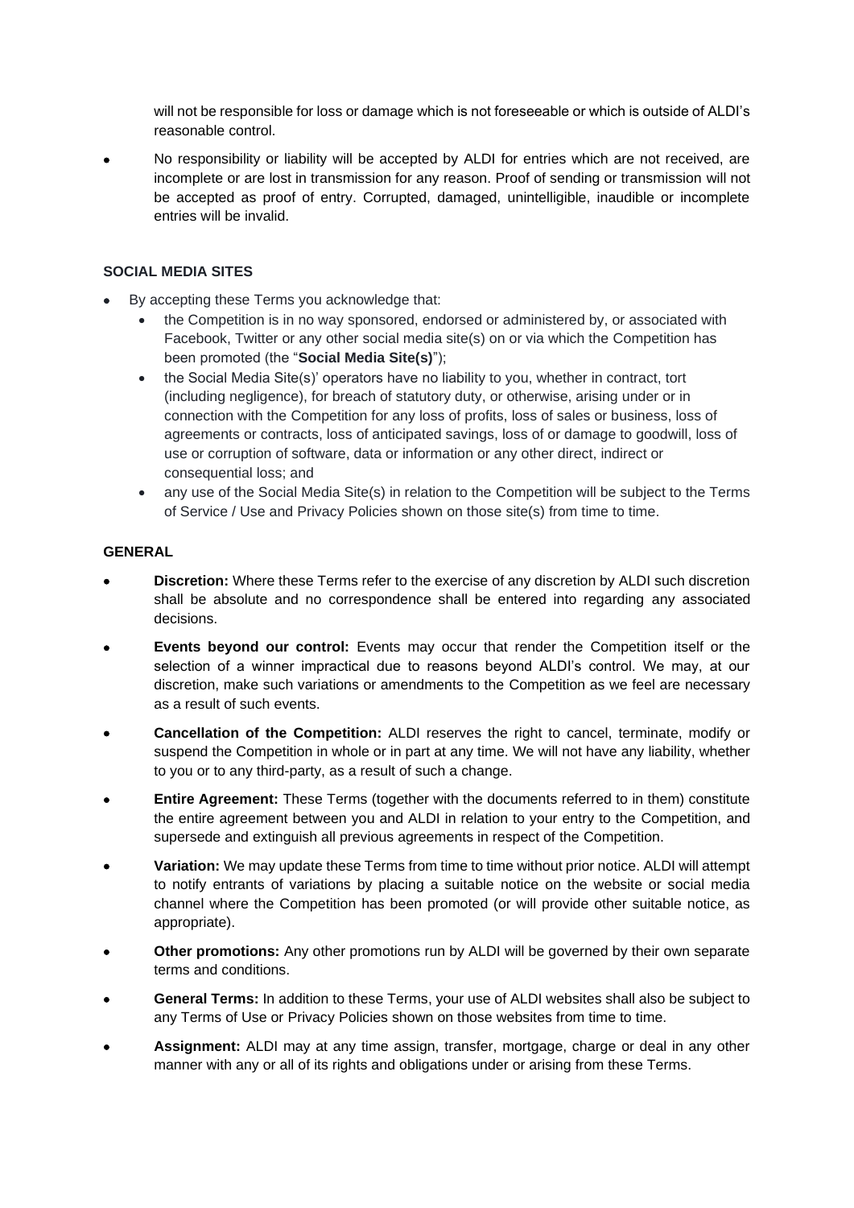will not be responsible for loss or damage which is not foreseeable or which is outside of ALDI's reasonable control.

- No responsibility or liability will be accepted by ALDI for entries which are not received, are incomplete or are lost in transmission for any reason. Proof of sending or transmission will not be accepted as proof of entry. Corrupted, damaged, unintelligible, inaudible or incomplete entries will be invalid.

**SOCIAL MEDIA SITES**

- By accepting these Terms you acknowledge that:
  - the Competition is in no way sponsored, endorsed or administered by, or associated with Facebook, Twitter or any other social media site(s) on or via which the Competition has been promoted (the "**Social Media Site(s)**");
  - the Social Media Site(s)' operators have no liability to you, whether in contract, tort (including negligence), for breach of statutory duty, or otherwise, arising under or in connection with the Competition for any loss of profits, loss of sales or business, loss of agreements or contracts, loss of anticipated savings, loss of or damage to goodwill, loss of use or corruption of software, data or information or any other direct, indirect or consequential loss; and
  - any use of the Social Media Site(s) in relation to the Competition will be subject to the Terms of Service / Use and Privacy Policies shown on those site(s) from time to time.

**GENERAL**

- **Discretion:** Where these Terms refer to the exercise of any discretion by ALDI such discretion shall be absolute and no correspondence shall be entered into regarding any associated decisions.
- **Events beyond our control:** Events may occur that render the Competition itself or the selection of a winner impractical due to reasons beyond ALDI's control. We may, at our discretion, make such variations or amendments to the Competition as we feel are necessary as a result of such events.
- **Cancellation of the Competition:** ALDI reserves the right to cancel, terminate, modify or suspend the Competition in whole or in part at any time. We will not have any liability, whether to you or to any third-party, as a result of such a change.
- **Entire Agreement:** These Terms (together with the documents referred to in them) constitute the entire agreement between you and ALDI in relation to your entry to the Competition, and supersede and extinguish all previous agreements in respect of the Competition.
- **Variation:** We may update these Terms from time to time without prior notice. ALDI will attempt to notify entrants of variations by placing a suitable notice on the website or social media channel where the Competition has been promoted (or will provide other suitable notice, as appropriate).
- **Other promotions:** Any other promotions run by ALDI will be governed by their own separate terms and conditions.
- **General Terms:** In addition to these Terms, your use of ALDI websites shall also be subject to any Terms of Use or Privacy Policies shown on those websites from time to time.
- **Assignment:** ALDI may at any time assign, transfer, mortgage, charge or deal in any other manner with any or all of its rights and obligations under or arising from these Terms.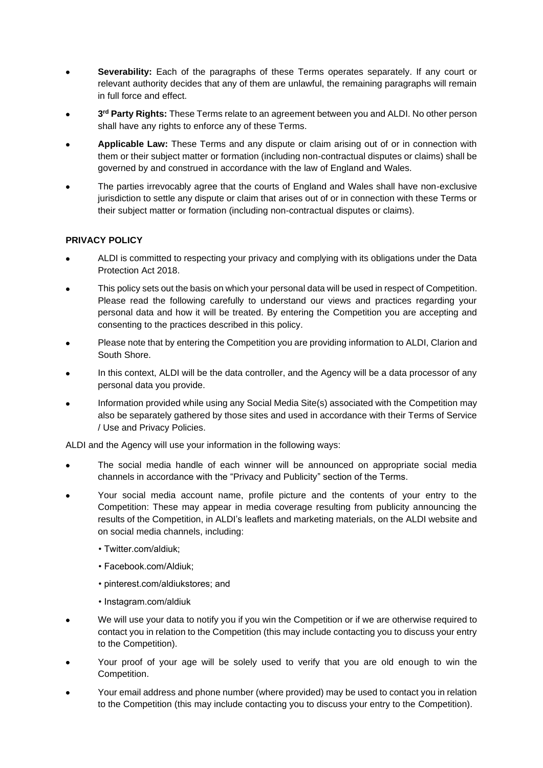- **Severability:** Each of the paragraphs of these Terms operates separately. If any court or relevant authority decides that any of them are unlawful, the remaining paragraphs will remain in full force and effect.
- **3rd Party Rights:** These Terms relate to an agreement between you and ALDI. No other person shall have any rights to enforce any of these Terms.
- **Applicable Law:** These Terms and any dispute or claim arising out of or in connection with them or their subject matter or formation (including non-contractual disputes or claims) shall be governed by and construed in accordance with the law of England and Wales.
- The parties irrevocably agree that the courts of England and Wales shall have non-exclusive jurisdiction to settle any dispute or claim that arises out of or in connection with these Terms or their subject matter or formation (including non-contractual disputes or claims).

**PRIVACY POLICY**

- ALDI is committed to respecting your privacy and complying with its obligations under the Data Protection Act 2018.
- This policy sets out the basis on which your personal data will be used in respect of Competition. Please read the following carefully to understand our views and practices regarding your personal data and how it will be treated. By entering the Competition you are accepting and consenting to the practices described in this policy.
- Please note that by entering the Competition you are providing information to ALDI, Clarion and South Shore.
- In this context, ALDI will be the data controller, and the Agency will be a data processor of any personal data you provide.
- Information provided while using any Social Media Site(s) associated with the Competition may also be separately gathered by those sites and used in accordance with their Terms of Service / Use and Privacy Policies.

ALDI and the Agency will use your information in the following ways:

- The social media handle of each winner will be announced on appropriate social media channels in accordance with the "Privacy and Publicity" section of the Terms.
- Your social media account name, profile picture and the contents of your entry to the Competition: These may appear in media coverage resulting from publicity announcing the results of the Competition, in ALDI's leaflets and marketing materials, on the ALDI website and on social media channels, including:
  - Twitter.com/aldiuk;
  - Facebook.com/Aldiuk;
  - pinterest.com/aldiukstores; and
  - Instagram.com/aldiuk
- We will use your data to notify you if you win the Competition or if we are otherwise required to contact you in relation to the Competition (this may include contacting you to discuss your entry to the Competition).
- Your proof of your age will be solely used to verify that you are old enough to win the Competition.
- Your email address and phone number (where provided) may be used to contact you in relation to the Competition (this may include contacting you to discuss your entry to the Competition).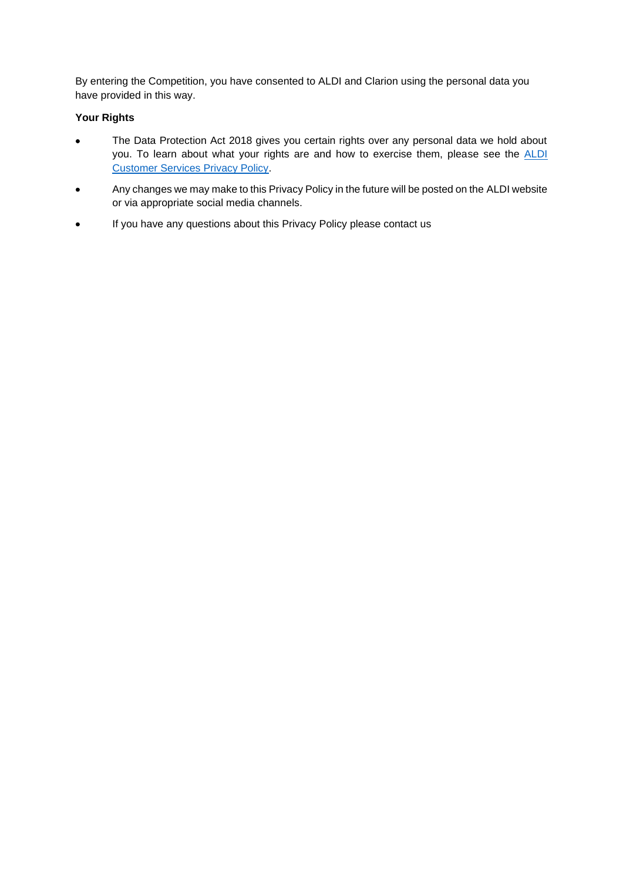By entering the Competition, you have consented to ALDI and Clarion using the personal data you have provided in this way.

**Your Rights**

- The Data Protection Act 2018 gives you certain rights over any personal data we hold about you. To learn about what your rights are and how to exercise them, please see the ALDI Customer Services Privacy Policy.
- Any changes we may make to this Privacy Policy in the future will be posted on the ALDI website or via appropriate social media channels.
- If you have any questions about this Privacy Policy please contact us